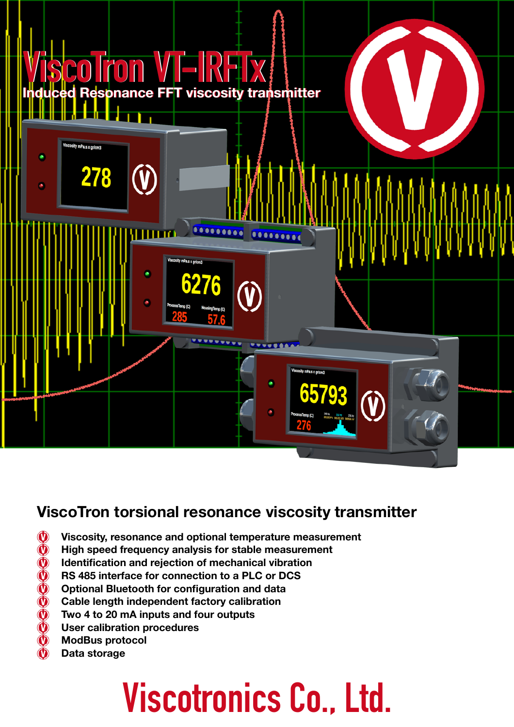# ViscoTron VT-IRFTx

**Induced Resonance FFT viscosity transmitter**

## ViscoTron torsional resonance viscosity transmitter

- Viscosity, resonance and optional temperature measurement
- High speed frequency analysis for stable measurement
- Identification and rejection of mechanical vibration
- RS 485 interface for connection to a PLC or DCS
- Optional Bluetooth for configuration and data
- Cable length independent factory calibration
- Two 4 to 20 mA inputs and four outputs
- User calibration procedures
- ModBus protocol
- Data storage

# Viscotronics Co., Ltd.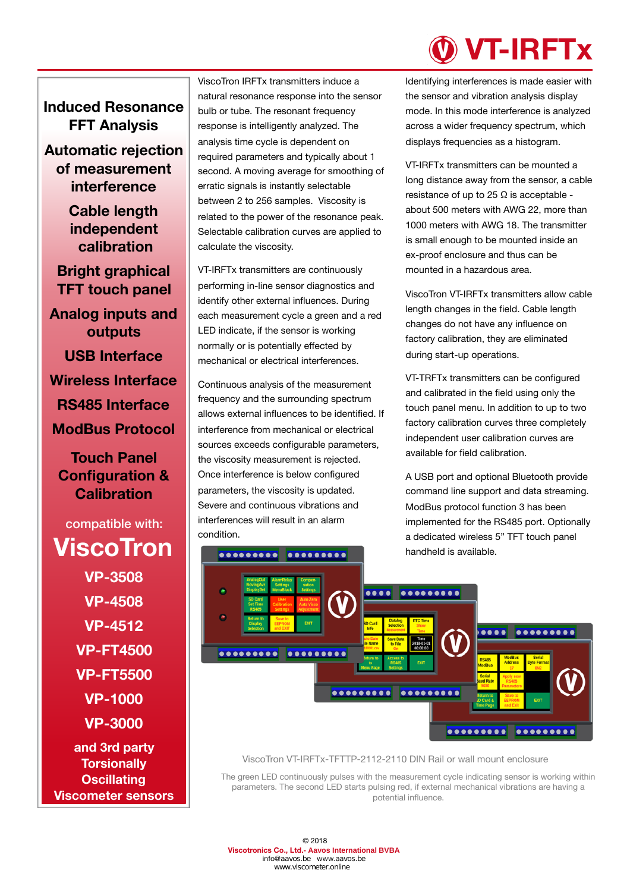# VT-IRFTx

**Induced Resonance FFT Analysis**

**Automatic rejection of measurement interference**

**Cable length independent calibration**

**Bright graphical TFT touch panel**

**Analog inputs and outputs**

**USB Interface**

**Wireless Interface**

**RS485 Interface**

**ModBus Protocol**

**Touch Panel Configuration & Calibration**

compatible with:

**ViscoTron**

**VP-3508**

**VP-4508**

**VP-4512**

**VP-FT4500**

**VP-FT5500**

**VP-1000**

**VP-3000**

**and 3rd party Torsionally Oscillating Viscometer sensors**

ViscoTron IRFTx transmitters induce a natural resonance response into the sensor bulb or tube. The resonant frequency response is intelligently analyzed. The analysis time cycle is dependent on required parameters and typically about 1 second. A moving average for smoothing of erratic signals is instantly selectable between 2 to 256 samples. Viscosity is related to the power of the resonance peak. Selectable calibration curves are applied to calculate the viscosity.

VT-IRFTx transmitters are continuously performing in-line sensor diagnostics and identify other external influences. During each measurement cycle a green and a red LED indicate, if the sensor is working normally or is potentially effected by mechanical or electrical interferences.

Continuous analysis of the measurement frequency and the surrounding spectrum allows external influences to be identified. If interference from mechanical or electrical sources exceeds configurable parameters, the viscosity measurement is rejected. Once interference is below configured parameters, the viscosity is updated. Severe and continuous vibrations and interferences will result in an alarm condition.

Identifying interferences is made easier with the sensor and vibration analysis display mode. In this mode interference is analyzed across a wider frequency spectrum, which displays frequencies as a histogram.

VT-IRFTx transmitters can be mounted a long distance away from the sensor, a cable resistance of up to 25 Ω is acceptable - about 500 meters with AWG 22, more than 1000 meters with AWG 18. The transmitter is small enough to be mounted inside an ex-proof enclosure and thus can be mounted in a hazardous area.

ViscoTron VT-IRFTx transmitters allow cable length changes in the field. Cable length changes do not have any influence on factory calibration, they are eliminated during start-up operations.

VT-TRFTx transmitters can be configured and calibrated in the field using only the touch panel menu. In addition to up to two factory calibration curves three completely independent user calibration curves are available for field calibration.

A USB port and optional Bluetooth provide command line support and data streaming. ModBus protocol function 3 has been implemented for the RS485 port. Optionally a dedicated wireless 5" TFT touch panel handheld is available.

ViscoTron VT-IRFTx-TFTTP-2112-2110 DIN Rail or wall mount enclosure

The green LED continuously pulses with the measurement cycle indicating sensor is working within parameters. The second LED starts pulsing red, if external mechanical vibrations are having a potential influence.

© 2018
**Viscotronics Co., Ltd.- Aavos International BVBA**
info@aavos.be www.aavos.be
www.viscometer.online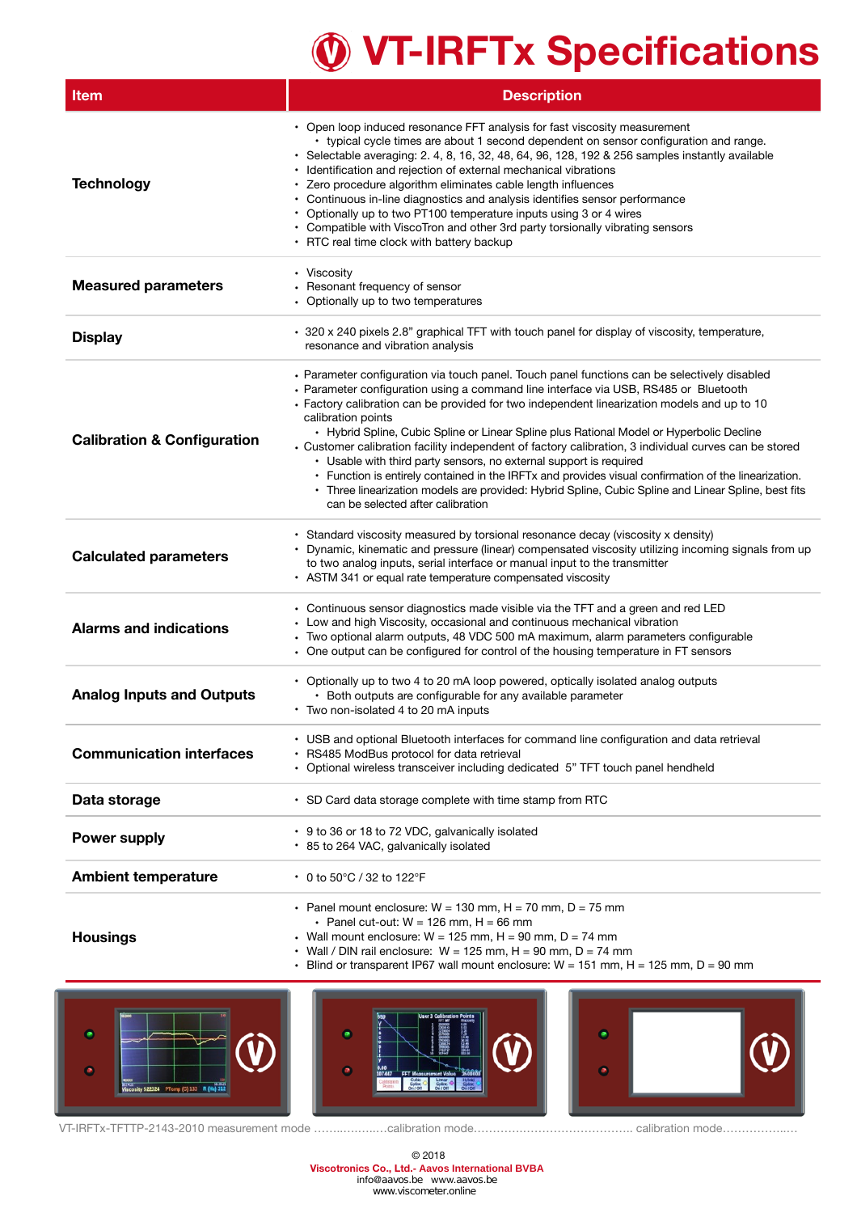# VT-IRFTx Specifications

| Item | Description |
|---|---|
| **Technology** | • Open loop induced resonance FFT analysis for fast viscosity measurement<br>  • typical cycle times are about 1 second dependent on sensor configuration and range.<br>• Selectable averaging: 2. 4, 8, 16, 32, 48, 64, 96, 128, 192 & 256 samples instantly available<br>• Identification and rejection of external mechanical vibrations<br>• Zero procedure algorithm eliminates cable length influences<br>• Continuous in-line diagnostics and analysis identifies sensor performance<br>• Optionally up to two PT100 temperature inputs using 3 or 4 wires<br>• Compatible with ViscoTron and other 3rd party torsionally vibrating sensors<br>• RTC real time clock with battery backup |
| **Measured parameters** | • Viscosity<br>• Resonant frequency of sensor<br>• Optionally up to two temperatures |
| **Display** | • 320 x 240 pixels 2.8" graphical TFT with touch panel for display of viscosity, temperature, resonance and vibration analysis |
| **Calibration & Configuration** | • Parameter configuration via touch panel. Touch panel functions can be selectively disabled<br>• Parameter configuration using a command line interface via USB, RS485 or Bluetooth<br>• Factory calibration can be provided for two independent linearization models and up to 10 calibration points<br>  • Hybrid Spline, Cubic Spline or Linear Spline plus Rational Model or Hyperbolic Decline<br>• Customer calibration facility independent of factory calibration, 3 individual curves can be stored<br>  • Usable with third party sensors, no external support is required<br>  • Function is entirely contained in the IRFTx and provides visual confirmation of the linearization.<br>  • Three linearization models are provided: Hybrid Spline, Cubic Spline and Linear Spline, best fits can be selected after calibration |
| **Calculated parameters** | • Standard viscosity measured by torsional resonance decay (viscosity x density)<br>• Dynamic, kinematic and pressure (linear) compensated viscosity utilizing incoming signals from up to two analog inputs, serial interface or manual input to the transmitter<br>• ASTM 341 or equal rate temperature compensated viscosity |
| **Alarms and indications** | • Continuous sensor diagnostics made visible via the TFT and a green and red LED<br>• Low and high Viscosity, occasional and continuous mechanical vibration<br>• Two optional alarm outputs, 48 VDC 500 mA maximum, alarm parameters configurable<br>• One output can be configured for control of the housing temperature in FT sensors |
| **Analog Inputs and Outputs** | • Optionally up to two 4 to 20 mA loop powered, optically isolated analog outputs<br>  • Both outputs are configurable for any available parameter<br>• Two non-isolated 4 to 20 mA inputs |
| **Communication interfaces** | • USB and optional Bluetooth interfaces for command line configuration and data retrieval<br>• RS485 ModBus protocol for data retrieval<br>• Optional wireless transceiver including dedicated 5" TFT touch panel hendheld |
| **Data storage** | • SD Card data storage complete with time stamp from RTC |
| **Power supply** | • 9 to 36 or 18 to 72 VDC, galvanically isolated<br>• 85 to 264 VAC, galvanically isolated |
| **Ambient temperature** | • 0 to 50°C / 32 to 122°F |
| **Housings** | • Panel mount enclosure: W = 130 mm, H = 70 mm, D = 75 mm<br>  • Panel cut-out: W = 126 mm, H = 66 mm<br>• Wall mount enclosure: W = 125 mm, H = 90 mm, D = 74 mm<br>• Wall / DIN rail enclosure: W = 125 mm, H = 90 mm, D = 74 mm<br>• Blind or transparent IP67 wall mount enclosure: W = 151 mm, H = 125 mm, D = 90 mm |

VT-IRFTx-TFTTP-2143-2010 measurement mode ……..……..…calibration mode……………………………….. calibration mode……………..…

© 2018
**Viscotronics Co., Ltd.- Aavos International BVBA**
info@aavos.be www.aavos.be
www.viscometer.online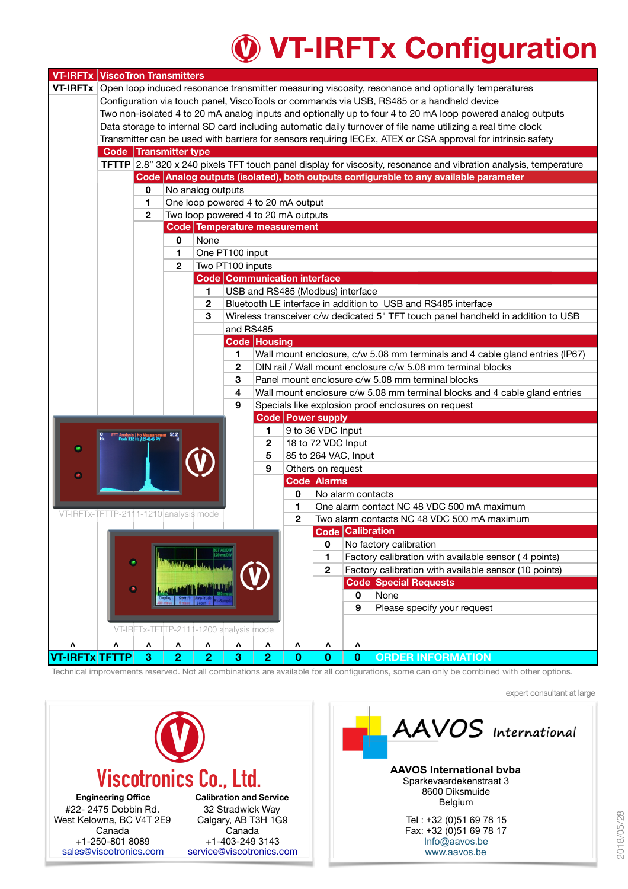# VT-IRFTx Configuration

**VT-IRFTx** | **ViscoTron Transmitters**

**VT-IRFTx** Open loop induced resonance transmitter measuring viscosity, resonance and optionally temperatures
Configuration via touch panel, ViscoTools or commands via USB, RS485 or a handheld device
Two non-isolated 4 to 20 mA analog inputs and optionally up to four 4 to 20 mA loop powered analog outputs
Data storage to internal SD card including automatic daily turnover of file name utilizing a real time clock
Transmitter can be used with barriers for sensors requiring IECEx, ATEX or CSA approval for intrinsic safety

| Code | Transmitter type |
|---|---|
| TFTTP | 2.8” 320 x 240 pixels TFT touch panel display for viscosity, resonance and vibration analysis, temperature |

| Code | Analog outputs (isolated), both outputs configurable to any available parameter |
|---|---|
| 0 | No analog outputs |
| 1 | One loop powered 4 to 20 mA output |
| 2 | Two loop powered 4 to 20 mA outputs |

| Code | Temperature measurement |
|---|---|
| 0 | None |
| 1 | One PT100 input |
| 2 | Two PT100 inputs |

| Code | Communication interface |
|---|---|
| 1 | USB and RS485 (Modbus) interface |
| 2 | Bluetooth LE interface in addition to USB and RS485 interface |
| 3 | Wireless transceiver c/w dedicated 5" TFT touch panel handheld in addition to USB and RS485 |

| Code | Housing |
|---|---|
| 1 | Wall mount enclosure, c/w 5.08 mm terminals and 4 cable gland entries (IP67) |
| 2 | DIN rail / Wall mount enclosure c/w 5.08 mm terminal blocks |
| 3 | Panel mount enclosure c/w 5.08 mm terminal blocks |
| 4 | Wall mount enclosure c/w 5.08 mm terminal blocks and 4 cable gland entries |
| 9 | Specials like explosion proof enclosures on request |

| Code | Power supply |
|---|---|
| 1 | 9 to 36 VDC Input |
| 2 | 18 to 72 VDC Input |
| 5 | 85 to 264 VAC, Input |
| 9 | Others on request |

| Code | Alarms |
|---|---|
| 0 | No alarm contacts |
| 1 | One alarm contact NC 48 VDC 500 mA maximum |
| 2 | Two alarm contacts NC 48 VDC 500 mA maximum |

| Code | Calibration |
|---|---|
| 0 | No factory calibration |
| 1 | Factory calibration with available sensor ( 4 points) |
| 2 | Factory calibration with available sensor (10 points) |

| Code | Special Requests |
|---|---|
| 0 | None |
| 9 | Please specify your request |

VT-IRFTx-TFTTP-2111-1210 analysis mode

VT-IRFTx-TFTTP-2111-1200 analysis mode

| ^ | ^ | ^ | ^ | ^ | ^ | ^ | ^ | ^ | ^ | |
|---|---|---|---|---|---|---|---|---|---|---|
| **VT-IRFTx** | **TFTTP** | **3** | **2** | **2** | **3** | **2** | **0** | **0** | **0** | **ORDER INFORMATION** |

Technical improvements reserved. Not all combinations are available for all configurations, some can only be combined with other options.

## Viscotronics Co., Ltd.

**Engineering Office**
#22- 2475 Dobbin Rd.
West Kelowna, BC V4T 2E9
Canada
+1-250-801 8089
sales@viscotronics.com

**Calibration and Service**
32 Stradwick Way
Calgary, AB T3H 1G9
Canada
+1-403-249 3143
service@viscotronics.com

expert consultant at large

AAVOS International

**AAVOS International bvba**
Sparkevaardekenstraat 3
8600 Diksmuide
Belgium

Tel : +32 (0)51 69 78 15
Fax: +32 (0)51 69 78 17
Info@aavos.be
www.aavos.be

2018/05/28